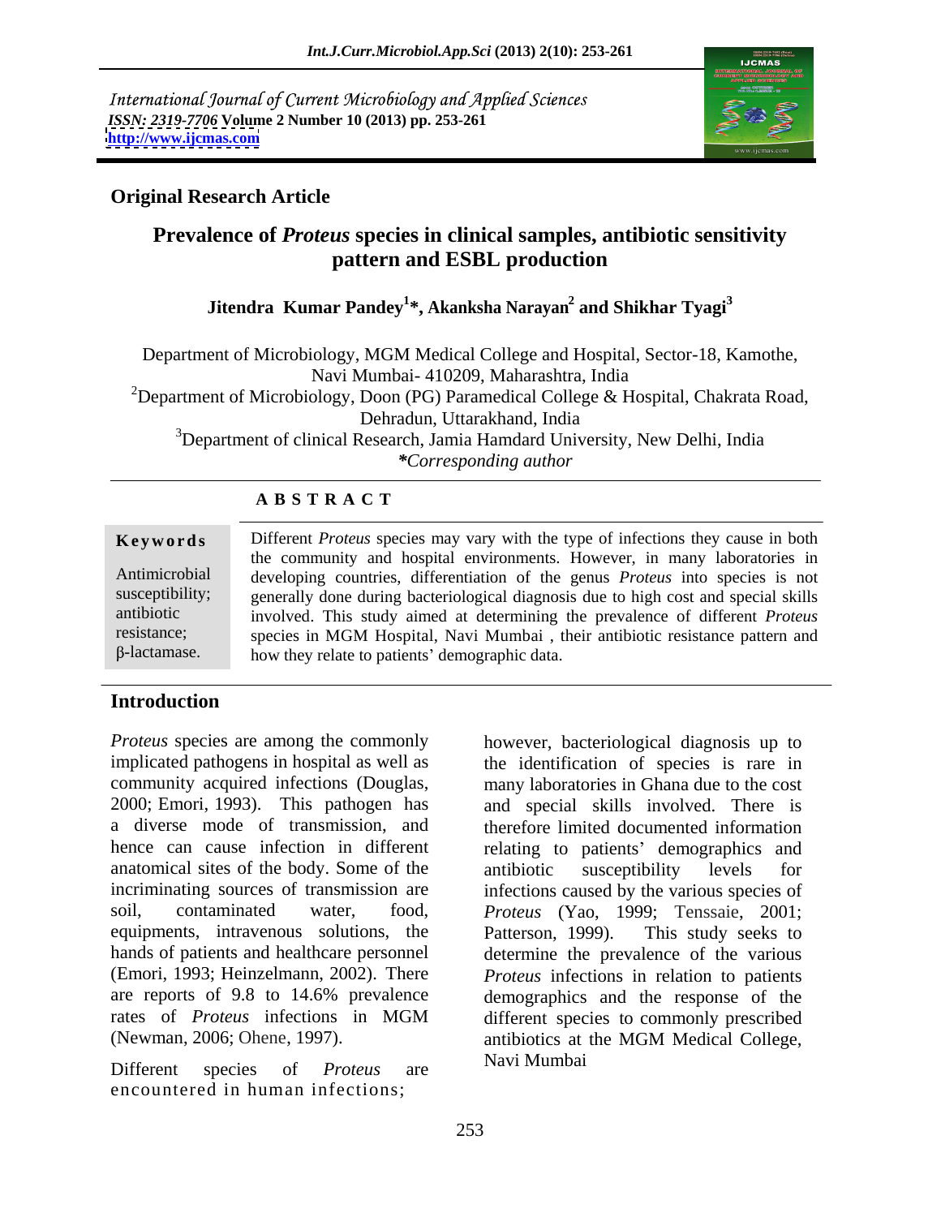International Journal of Current Microbiology and Applied Sciences
*ISSN: 2319-7706* **Volume 2 Number 10 (2013) pp. 253-261**
**http://www.ijcmas.com**

**Original Research Article**

# Prevalence of *Proteus* species in clinical samples, antibiotic sensitivity pattern and ESBL production

**Jitendra Kumar Pandey[1]*, Akanksha Narayan[2] and Shikhar Tyagi[3]**

Department of Microbiology, MGM Medical College and Hospital, Sector-18, Kamothe, Navi Mumbai- 410209, Maharashtra, India

[2]Department of Microbiology, Doon (PG) Paramedical College & Hospital, Chakrata Road, Dehradun, Uttarakhand, India

[3]Department of clinical Research, Jamia Hamdard University, New Delhi, India

*\*Corresponding author*

## A B S T R A C T

**Keywords**

Antimicrobial susceptibility; antibiotic resistance; β-lactamase.

Different *Proteus* species may vary with the type of infections they cause in both the community and hospital environments. However, in many laboratories in developing countries, differentiation of the genus *Proteus* into species is not generally done during bacteriological diagnosis due to high cost and special skills involved. This study aimed at determining the prevalence of different *Proteus* species in MGM Hospital, Navi Mumbai , their antibiotic resistance pattern and how they relate to patients' demographic data.

## Introduction

*Proteus* species are among the commonly implicated pathogens in hospital as well as community acquired infections (Douglas, 2000; Emori, 1993). This pathogen has a diverse mode of transmission, and hence can cause infection in different anatomical sites of the body. Some of the incriminating sources of transmission are soil, contaminated water, food, equipments, intravenous solutions, the hands of patients and healthcare personnel (Emori, 1993; Heinzelmann, 2002). There are reports of 9.8 to 14.6% prevalence rates of *Proteus* infections in MGM (Newman, 2006; Ohene, 1997).

Different species of *Proteus* are encountered in human infections; however, bacteriological diagnosis up to the identification of species is rare in many laboratories in Ghana due to the cost and special skills involved. There is therefore limited documented information relating to patients' demographics and antibiotic susceptibility levels for infections caused by the various species of *Proteus* (Yao, 1999; Tenssaie, 2001; Patterson, 1999). This study seeks to determine the prevalence of the various *Proteus* infections in relation to patients demographics and the response of the different species to commonly prescribed antibiotics at the MGM Medical College, Navi Mumbai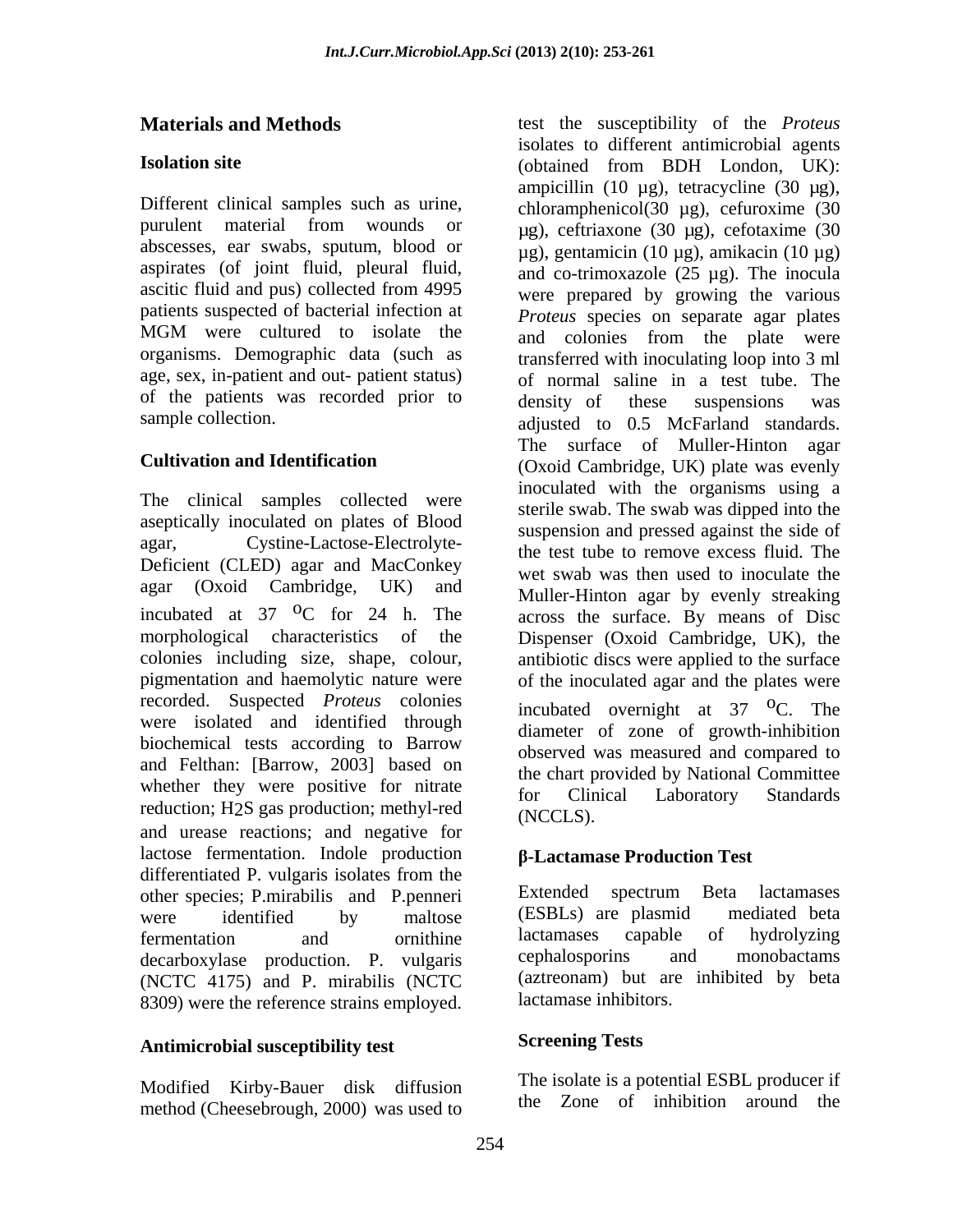## Materials and Methods

### Isolation site

Different clinical samples such as urine, purulent material from wounds or abscesses, ear swabs, sputum, blood or aspirates (of joint fluid, pleural fluid, ascitic fluid and pus) collected from 4995 patients suspected of bacterial infection at MGM were cultured to isolate the organisms. Demographic data (such as age, sex, in-patient and out- patient status) of the patients was recorded prior to sample collection.

### Cultivation and Identification

The clinical samples collected were aseptically inoculated on plates of Blood agar, Cystine-Lactose-Electrolyte-Deficient (CLED) agar and MacConkey agar (Oxoid Cambridge, UK) and incubated at 37 $^{O}$C for 24 h. The morphological characteristics of the colonies including size, shape, colour, pigmentation and haemolytic nature were recorded. Suspected *Proteus* colonies were isolated and identified through biochemical tests according to Barrow and Felthan: [Barrow, 2003] based on whether they were positive for nitrate reduction; $H_2S$ gas production; methyl-red and urease reactions; and negative for lactose fermentation. Indole production differentiated P. vulgaris isolates from the other species; P.mirabilis and P.penneri were identified by maltose fermentation and ornithine decarboxylase production. P. vulgaris (NCTC 4175) and P. mirabilis (NCTC 8309) were the reference strains employed.

### Antimicrobial susceptibility test

Modified Kirby-Bauer disk diffusion method (Cheesebrough, 2000) was used to test the susceptibility of the *Proteus* isolates to different antimicrobial agents (obtained from BDH London, UK): ampicillin (10 µg), tetracycline (30 µg), chloramphenicol(30 µg), cefuroxime (30 µg), ceftriaxone (30 µg), cefotaxime (30 µg), gentamicin (10 µg), amikacin (10 µg) and co-trimoxazole (25 µg). The inocula were prepared by growing the various *Proteus* species on separate agar plates and colonies from the plate were transferred with inoculating loop into 3 ml of normal saline in a test tube. The density of these suspensions was adjusted to 0.5 McFarland standards. The surface of Muller-Hinton agar (Oxoid Cambridge, UK) plate was evenly inoculated with the organisms using a sterile swab. The swab was dipped into the suspension and pressed against the side of the test tube to remove excess fluid. The wet swab was then used to inoculate the Muller-Hinton agar by evenly streaking across the surface. By means of Disc Dispenser (Oxoid Cambridge, UK), the antibiotic discs were applied to the surface of the inoculated agar and the plates were incubated overnight at 37 $^{O}$C. The diameter of zone of growth-inhibition observed was measured and compared to the chart provided by National Committee for Clinical Laboratory Standards (NCCLS).

### β-Lactamase Production Test

Extended spectrum Beta lactamases (ESBLs) are plasmid mediated beta lactamases capable of hydrolyzing cephalosporins and monobactams (aztreonam) but are inhibited by beta lactamase inhibitors.

### Screening Tests

The isolate is a potential ESBL producer if the Zone of inhibition around the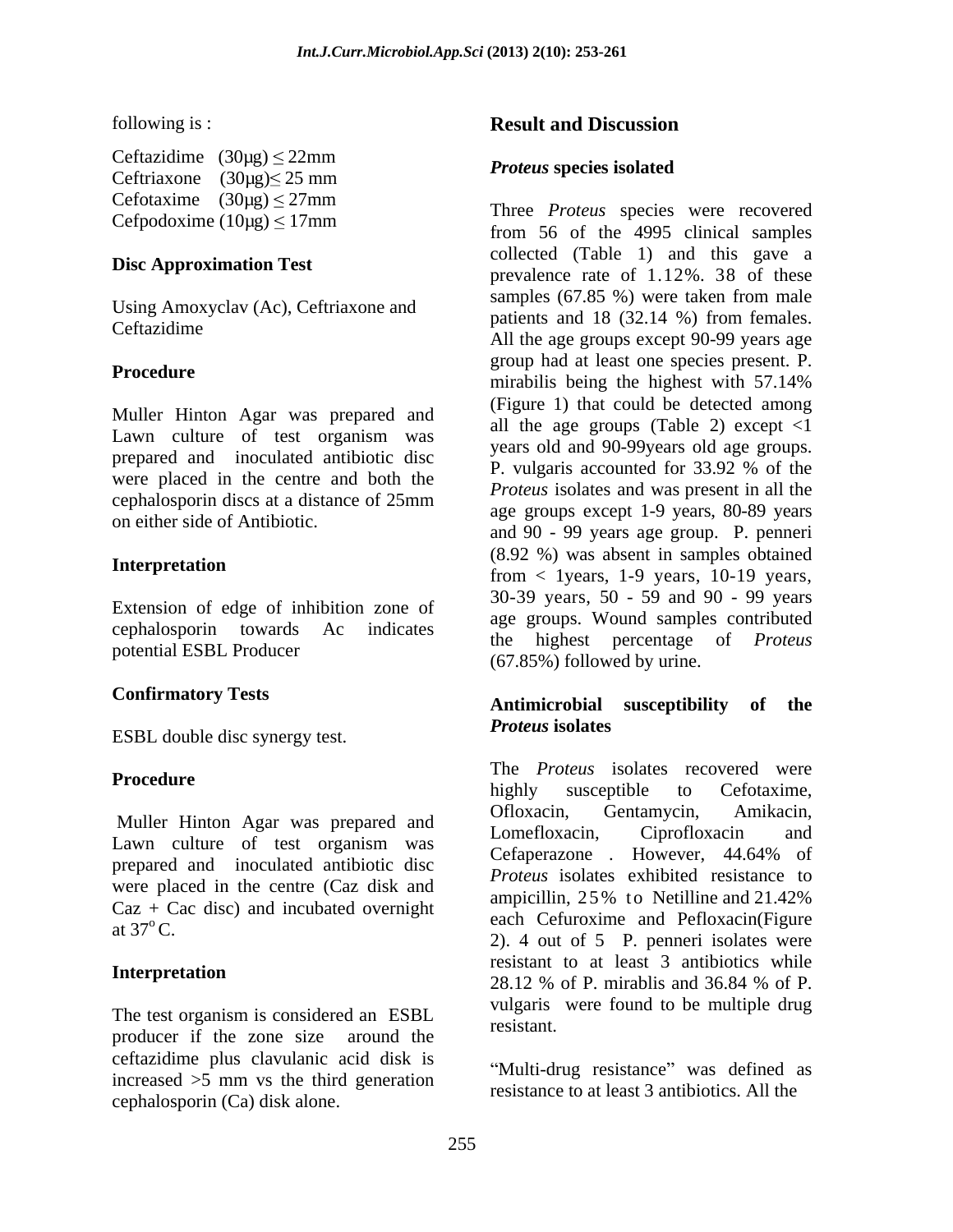following is :

Ceftazidime (30µg) ≤ 22mm
Ceftriaxone (30µg)≤ 25 mm
Cefotaxime (30µg) ≤ 27mm
Cefpodoxime (10µg) ≤ 17mm

**Disc Approximation Test**

Using Amoxyclav (Ac), Ceftriaxone and Ceftazidime

**Procedure**

Muller Hinton Agar was prepared and Lawn culture of test organism was prepared and inoculated antibiotic disc were placed in the centre and both the cephalosporin discs at a distance of 25mm on either side of Antibiotic.

**Interpretation**

Extension of edge of inhibition zone of cephalosporin towards Ac indicates potential ESBL Producer

**Confirmatory Tests**

ESBL double disc synergy test.

**Procedure**

Muller Hinton Agar was prepared and Lawn culture of test organism was prepared and inoculated antibiotic disc were placed in the centre (Caz disk and Caz + Cac disc) and incubated overnight at $37^{o}$C.

**Interpretation**

The test organism is considered an ESBL producer if the zone size around the ceftazidime plus clavulanic acid disk is increased >5 mm vs the third generation cephalosporin (Ca) disk alone.

## Result and Discussion

### *Proteus* species isolated

Three *Proteus* species were recovered from 56 of the 4995 clinical samples collected (Table 1) and this gave a prevalence rate of 1.12%. 38 of these samples (67.85 %) were taken from male patients and 18 (32.14 %) from females. All the age groups except 90-99 years age group had at least one species present. P. mirabilis being the highest with 57.14% (Figure 1) that could be detected among all the age groups (Table 2) except <1 years old and 90-99years old age groups. P. vulgaris accounted for 33.92 % of the *Proteus* isolates and was present in all the age groups except 1-9 years, 80-89 years and 90 - 99 years age group. P. penneri (8.92 %) was absent in samples obtained from < 1years, 1-9 years, 10-19 years, 30-39 years, 50 - 59 and 90 - 99 years age groups. Wound samples contributed the highest percentage of *Proteus* (67.85%) followed by urine.

### Antimicrobial susceptibility of the *Proteus* isolates

The *Proteus* isolates recovered were highly susceptible to Cefotaxime, Ofloxacin, Gentamycin, Amikacin, Lomefloxacin, Ciprofloxacin and Cefaperazone . However, 44.64% of *Proteus* isolates exhibited resistance to ampicillin, 25% to Netilline and 21.42% each Cefuroxime and Pefloxacin(Figure 2). 4 out of 5 P. penneri isolates were resistant to at least 3 antibiotics while 28.12 % of P. mirablis and 36.84 % of P. vulgaris were found to be multiple drug resistant.

"Multi-drug resistance" was defined as resistance to at least 3 antibiotics. All the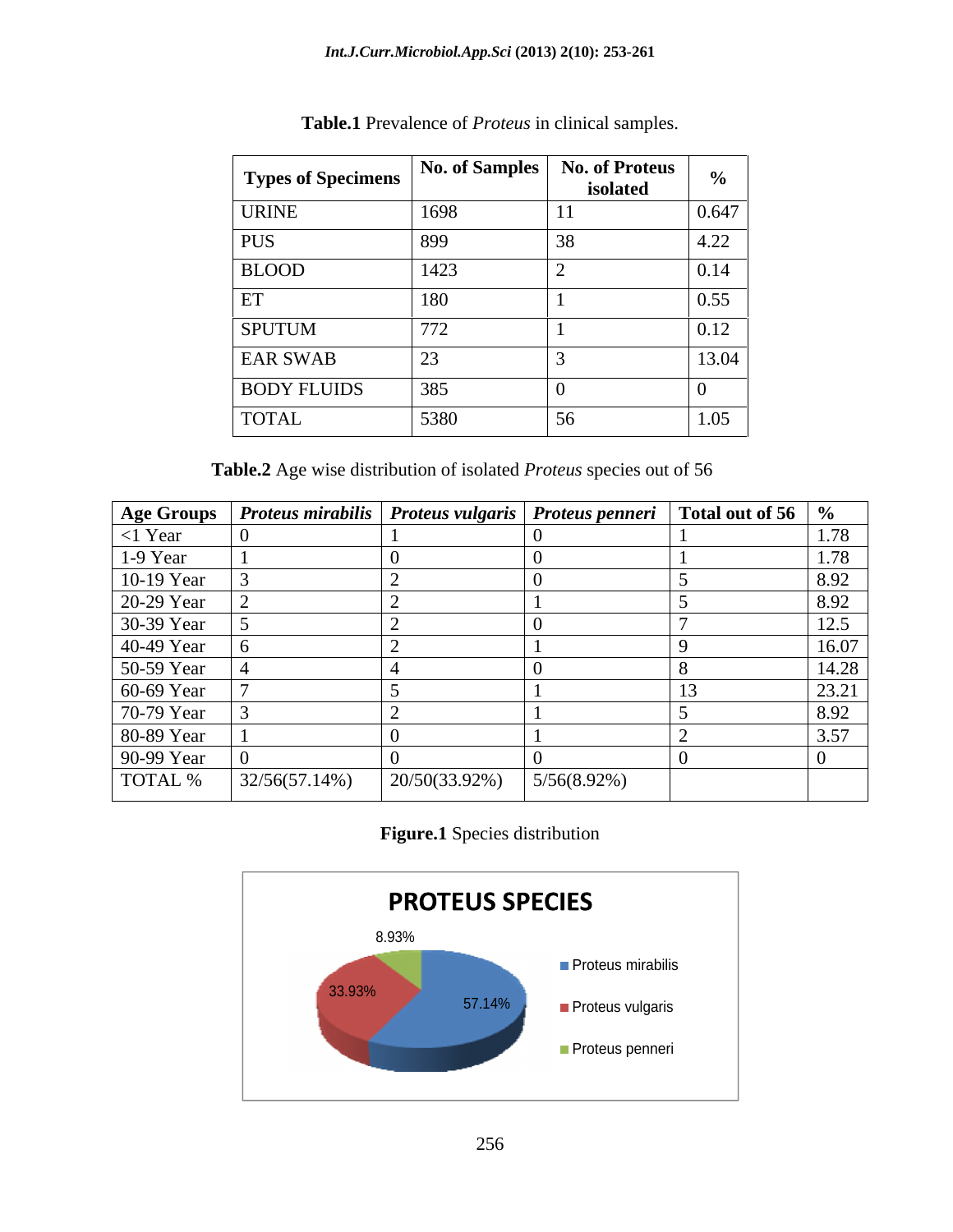**Table.1** Prevalence of *Proteus* in clinical samples.

| Types of Specimens | No. of Samples | No. of Proteus isolated | % |
|---|---|---|---|
| URINE | 1698 | 11 | 0.647 |
| PUS | 899 | 38 | 4.22 |
| BLOOD | 1423 | 2 | 0.14 |
| ET | 180 | 1 | 0.55 |
| SPUTUM | 772 | 1 | 0.12 |
| EAR SWAB | 23 | 3 | 13.04 |
| BODY FLUIDS | 385 | 0 | 0 |
| TOTAL | 5380 | 56 | 1.05 |

**Table.2** Age wise distribution of isolated *Proteus* species out of 56

| Age Groups | *Proteus mirabilis* | *Proteus vulgaris* | *Proteus penneri* | Total out of 56 | % |
|---|---|---|---|---|---|
| <1 Year | 0 | 1 | 0 | 1 | 1.78 |
| 1-9 Year | 1 | 0 | 0 | 1 | 1.78 |
| 10-19 Year | 3 | 2 | 0 | 5 | 8.92 |
| 20-29 Year | 2 | 2 | 1 | 5 | 8.92 |
| 30-39 Year | 5 | 2 | 0 | 7 | 12.5 |
| 40-49 Year | 6 | 2 | 1 | 9 | 16.07 |
| 50-59 Year | 4 | 4 | 0 | 8 | 14.28 |
| 60-69 Year | 7 | 5 | 1 | 13 | 23.21 |
| 70-79 Year | 3 | 2 | 1 | 5 | 8.92 |
| 80-89 Year | 1 | 0 | 1 | 2 | 3.57 |
| 90-99 Year | 0 | 0 | 0 | 0 | 0 |
| TOTAL % | 32/56(57.14%) | 20/50(33.92%) | 5/56(8.92%) | | |

**Figure.1** Species distribution

PROTEUS SPECIES

8.93%

33.93%

57.14%

Proteus mirabilis

Proteus vulgaris

Proteus penneri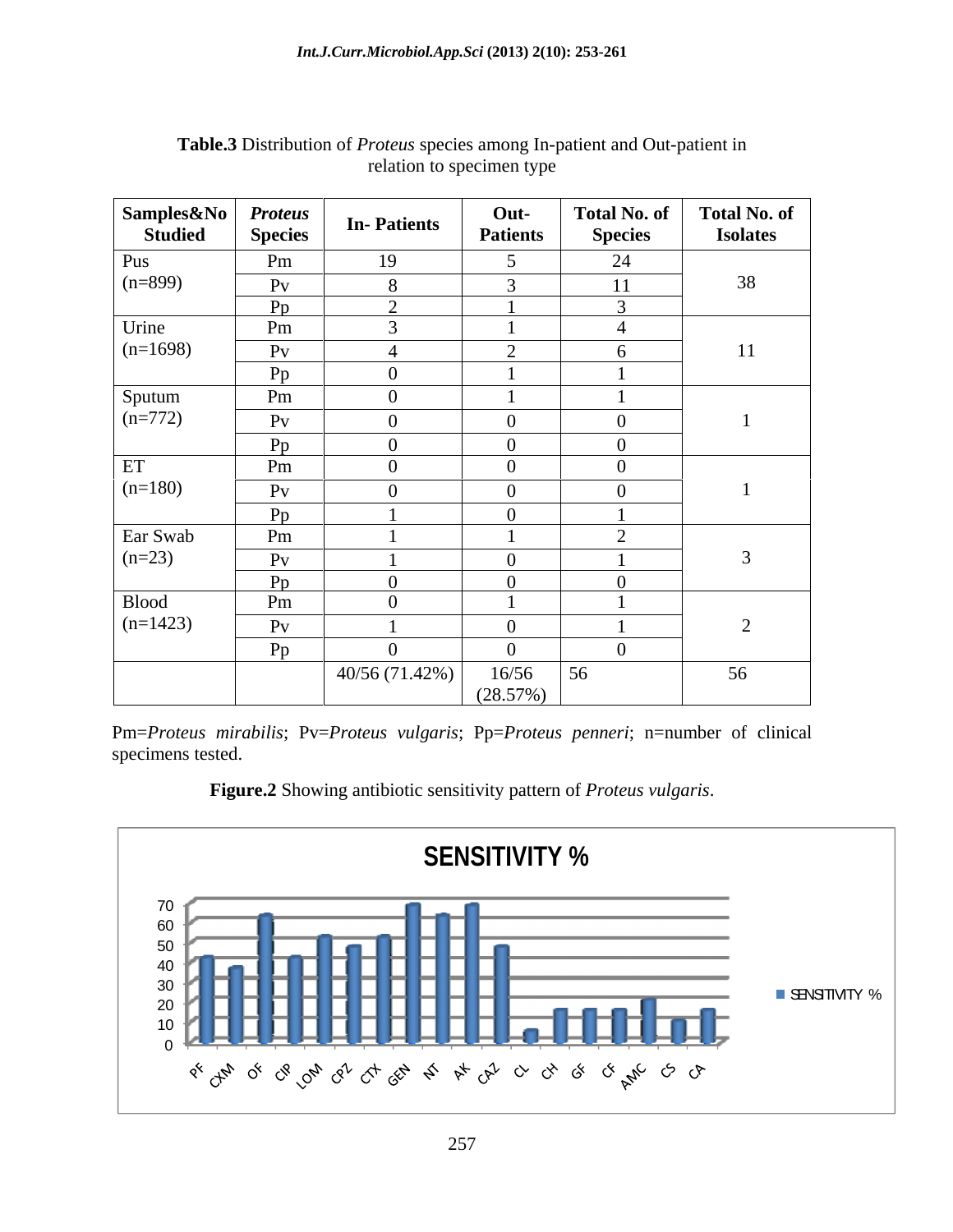**Table.3** Distribution of *Proteus* species among In-patient and Out-patient in relation to specimen type

| Samples&No Studied | *Proteus* Species | In- Patients | Out-Patients | Total No. of Species | Total No. of Isolates |
|---|---|---|---|---|---|
| Pus (n=899) | Pm | 19 | 5 | 24 | 38 |
| | Pv | 8 | 3 | 11 | |
| | Pp | 2 | 1 | 3 | |
| Urine (n=1698) | Pm | 3 | 1 | 4 | 11 |
| | Pv | 4 | 2 | 6 | |
| | Pp | 0 | 1 | 1 | |
| Sputum (n=772) | Pm | 0 | 1 | 1 | 1 |
| | Pv | 0 | 0 | 0 | |
| | Pp | 0 | 0 | 0 | |
| ET (n=180) | Pm | 0 | 0 | 0 | 1 |
| | Pv | 0 | 0 | 0 | |
| | Pp | 1 | 0 | 1 | |
| Ear Swab (n=23) | Pm | 1 | 1 | 2 | 3 |
| | Pv | 1 | 0 | 1 | |
| | Pp | 0 | 0 | 0 | |
| Blood (n=1423) | Pm | 0 | 1 | 1 | 2 |
| | Pv | 1 | 0 | 1 | |
| | Pp | 0 | 0 | 0 | |
| | | 40/56 (71.42%) | 16/56 (28.57%) | 56 | 56 |

Pm=*Proteus mirabilis*; Pv=*Proteus vulgaris*; Pp=*Proteus penneri*; n=number of clinical specimens tested.

**Figure.2** Showing antibiotic sensitivity pattern of *Proteus vulgaris*.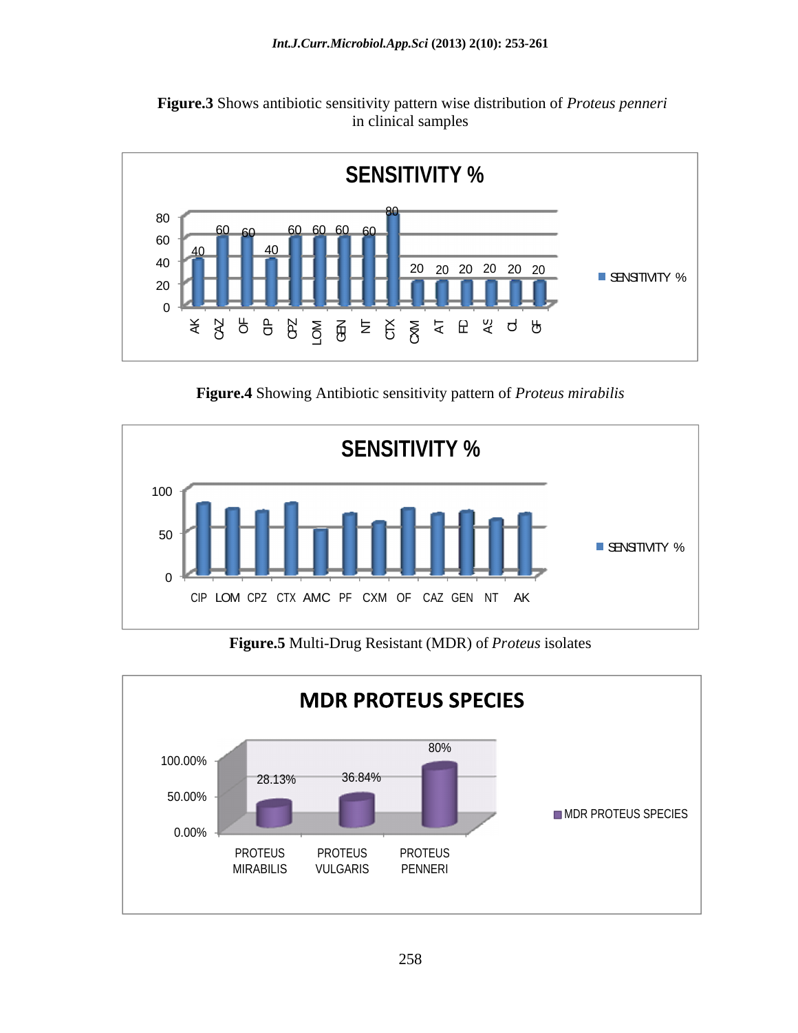**Figure.3** Shows antibiotic sensitivity pattern wise distribution of *Proteus penneri* in clinical samples

**Figure.4** Showing Antibiotic sensitivity pattern of *Proteus mirabilis*

**Figure.5** Multi-Drug Resistant (MDR) of *Proteus* isolates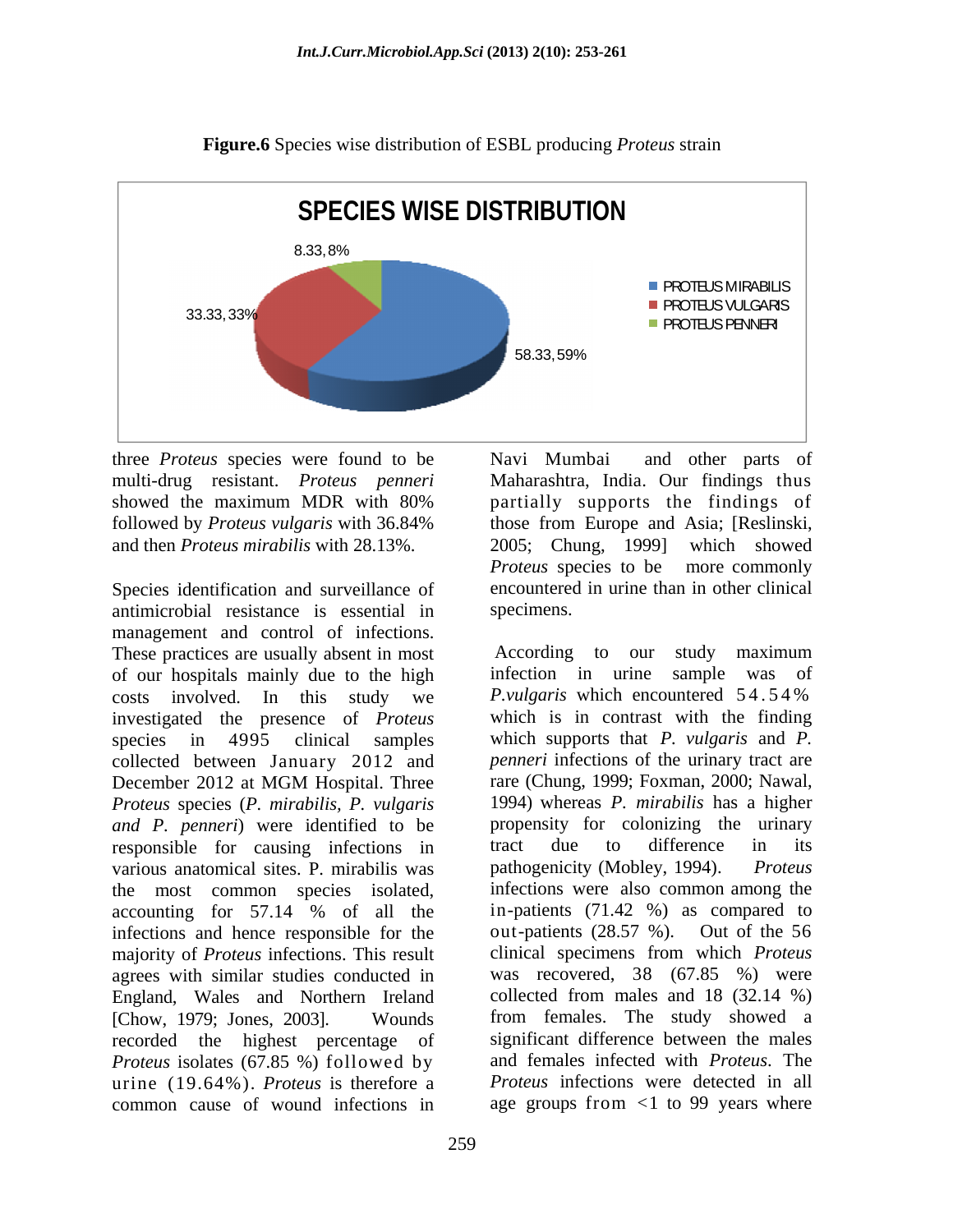**Figure.6** Species wise distribution of ESBL producing *Proteus* strain

three *Proteus* species were found to be multi-drug resistant. *Proteus penneri* showed the maximum MDR with 80% followed by *Proteus vulgaris* with 36.84% and then *Proteus mirabilis* with 28.13%.

Species identification and surveillance of antimicrobial resistance is essential in management and control of infections. These practices are usually absent in most of our hospitals mainly due to the high costs involved. In this study we investigated the presence of *Proteus* species in 4995 clinical samples collected between January 2012 and December 2012 at MGM Hospital. Three *Proteus* species (*P. mirabilis*, *P. vulgaris and P. penneri*) were identified to be responsible for causing infections in various anatomical sites. P. mirabilis was the most common species isolated, accounting for 57.14 % of all the infections and hence responsible for the majority of *Proteus* infections. This result agrees with similar studies conducted in England, Wales and Northern Ireland [Chow, 1979; Jones, 2003]. Wounds recorded the highest percentage of *Proteus* isolates (67.85 %) followed by urine (19.64%). *Proteus* is therefore a common cause of wound infections in Navi Mumbai and other parts of Maharashtra, India. Our findings thus partially supports the findings of those from Europe and Asia; [Reslinski, 2005; Chung, 1999] which showed *Proteus* species to be more commonly encountered in urine than in other clinical specimens.

According to our study maximum infection in urine sample was of *P.vulgaris* which encountered 54.54% which is in contrast with the finding which supports that *P. vulgaris* and *P. penneri* infections of the urinary tract are rare (Chung, 1999; Foxman, 2000; Nawal, 1994) whereas *P. mirabilis* has a higher propensity for colonizing the urinary tract due to difference in its pathogenicity (Mobley, 1994). *Proteus* infections were also common among the in-patients (71.42 %) as compared to out-patients (28.57 %). Out of the 56 clinical specimens from which *Proteus* was recovered, 38 (67.85 %) were collected from males and 18 (32.14 %) from females. The study showed a significant difference between the males and females infected with *Proteus*. The *Proteus* infections were detected in all age groups from <1 to 99 years where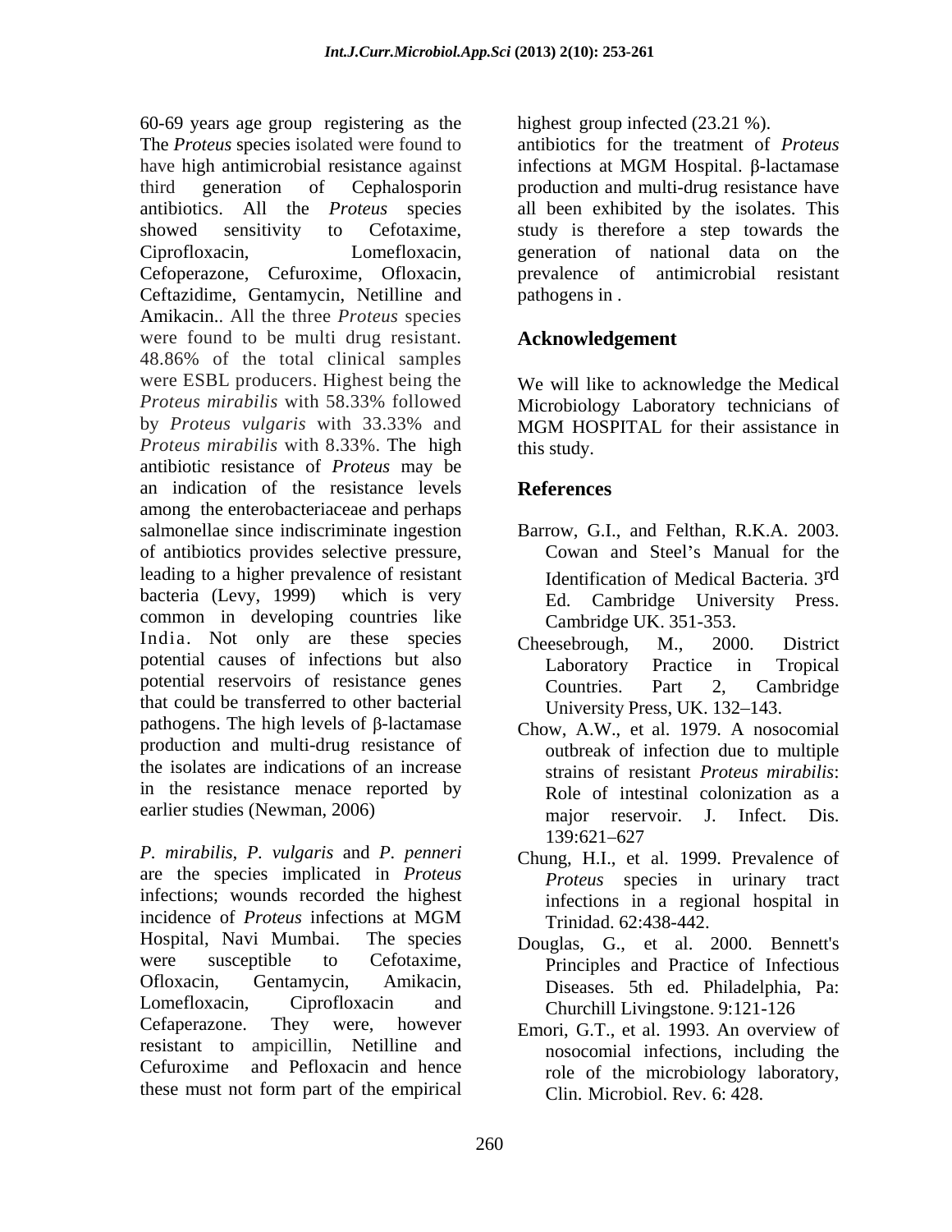60-69 years age group registering as the highest group infected (23.21 %). The *Proteus* species isolated were found to have high antimicrobial resistance against third generation of Cephalosporin antibiotics. All the *Proteus* species showed sensitivity to Cefotaxime, Ciprofloxacin, Lomefloxacin, Cefoperazone, Cefuroxime, Ofloxacin, Ceftazidime, Gentamycin, Netilline and Amikacin.. All the three *Proteus* species were found to be multi drug resistant. 48.86% of the total clinical samples were ESBL producers. Highest being the *Proteus mirabilis* with 58.33% followed by *Proteus vulgaris* with 33.33% and *Proteus mirabilis* with 8.33%. The high antibiotic resistance of *Proteus* may be an indication of the resistance levels among the enterobacteriaceae and perhaps salmonellae since indiscriminate ingestion of antibiotics provides selective pressure, leading to a higher prevalence of resistant bacteria (Levy, 1999) which is very common in developing countries like India. Not only are these species potential causes of infections but also potential reservoirs of resistance genes that could be transferred to other bacterial pathogens. The high levels of β-lactamase production and multi-drug resistance of the isolates are indications of an increase in the resistance menace reported by earlier studies (Newman, 2006)

*P. mirabilis*, *P. vulgaris* and *P. penneri* are the species implicated in *Proteus* infections; wounds recorded the highest incidence of *Proteus* infections at MGM Hospital, Navi Mumbai. The species were susceptible to Cefotaxime, Ofloxacin, Gentamycin, Amikacin, Lomefloxacin, Ciprofloxacin and Cefaperazone. They were, however resistant to ampicillin, Netilline and Cefuroxime and Pefloxacin and hence these must not form part of the empirical antibiotics for the treatment of *Proteus* infections at MGM Hospital. β-lactamase production and multi-drug resistance have all been exhibited by the isolates. This study is therefore a step towards the generation of national data on the prevalence of antimicrobial resistant pathogens in .

## Acknowledgement

We will like to acknowledge the Medical Microbiology Laboratory technicians of MGM HOSPITAL for their assistance in this study.

## References

Barrow, G.I., and Felthan, R.K.A. 2003. Cowan and Steel's Manual for the Identification of Medical Bacteria. 3rd Ed. Cambridge University Press. Cambridge UK. 351-353.

Cheesebrough, M., 2000. District Laboratory Practice in Tropical Countries. Part 2, Cambridge University Press, UK. 132–143.

Chow, A.W., et al. 1979. A nosocomial outbreak of infection due to multiple strains of resistant *Proteus mirabilis*: Role of intestinal colonization as a major reservoir. J. Infect. Dis. 139:621–627

Chung, H.I., et al. 1999. Prevalence of *Proteus* species in urinary tract infections in a regional hospital in Trinidad. 62:438-442.

Douglas, G., et al. 2000. Bennett's Principles and Practice of Infectious Diseases. 5th ed. Philadelphia, Pa: Churchill Livingstone. 9:121-126

Emori, G.T., et al. 1993. An overview of nosocomial infections, including the role of the microbiology laboratory, Clin. Microbiol. Rev. 6: 428.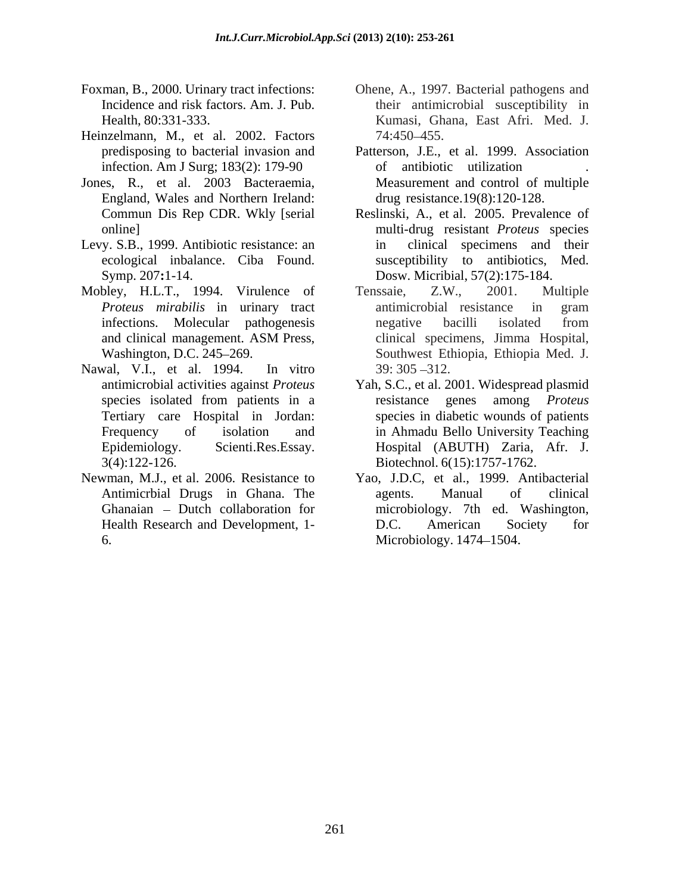Foxman, B., 2000. Urinary tract infections: Incidence and risk factors. Am. J. Pub. Health, 80:331-333.

Heinzelmann, M., et al. 2002. Factors predisposing to bacterial invasion and infection. Am J Surg; 183(2): 179-90

Jones, R., et al. 2003 Bacteraemia, England, Wales and Northern Ireland: Commun Dis Rep CDR. Wkly [serial online]

Levy. S.B., 1999. Antibiotic resistance: an ecological inbalance. Ciba Found. Symp. 207**:**1-14.

Mobley, H.L.T., 1994. Virulence of *Proteus mirabilis* in urinary tract infections. Molecular pathogenesis and clinical management. ASM Press, Washington, D.C. 245–269.

Nawal, V.I., et al. 1994. In vitro antimicrobial activities against *Proteus* species isolated from patients in a Tertiary care Hospital in Jordan: Frequency of isolation and Epidemiology. Scienti.Res.Essay. 3(4):122-126.

Newman, M.J., et al. 2006. Resistance to Antimicrbial Drugs in Ghana. The Ghanaian – Dutch collaboration for Health Research and Development, 1-6.

Ohene, A., 1997. Bacterial pathogens and their antimicrobial susceptibility in Kumasi, Ghana, East Afri. Med. J. 74:450–455.

Patterson, J.E., et al. 1999. Association of antibiotic utilization . Measurement and control of multiple drug resistance.19(8):120-128.

Reslinski, A., et al. 2005. Prevalence of multi-drug resistant *Proteus* species in clinical specimens and their susceptibility to antibiotics, Med. Dosw. Micribial, 57(2):175-184.

Tenssaie, Z.W., 2001. Multiple antimicrobial resistance in gram negative bacilli isolated from clinical specimens, Jimma Hospital, Southwest Ethiopia, Ethiopia Med. J. 39: 305 –312.

Yah, S.C., et al. 2001. Widespread plasmid resistance genes among *Proteus* species in diabetic wounds of patients in Ahmadu Bello University Teaching Hospital (ABUTH) Zaria, Afr. J. Biotechnol. 6(15):1757-1762.

Yao, J.D.C, et al., 1999. Antibacterial agents. Manual of clinical microbiology. 7th ed. Washington, D.C. American Society for Microbiology. 1474–1504.